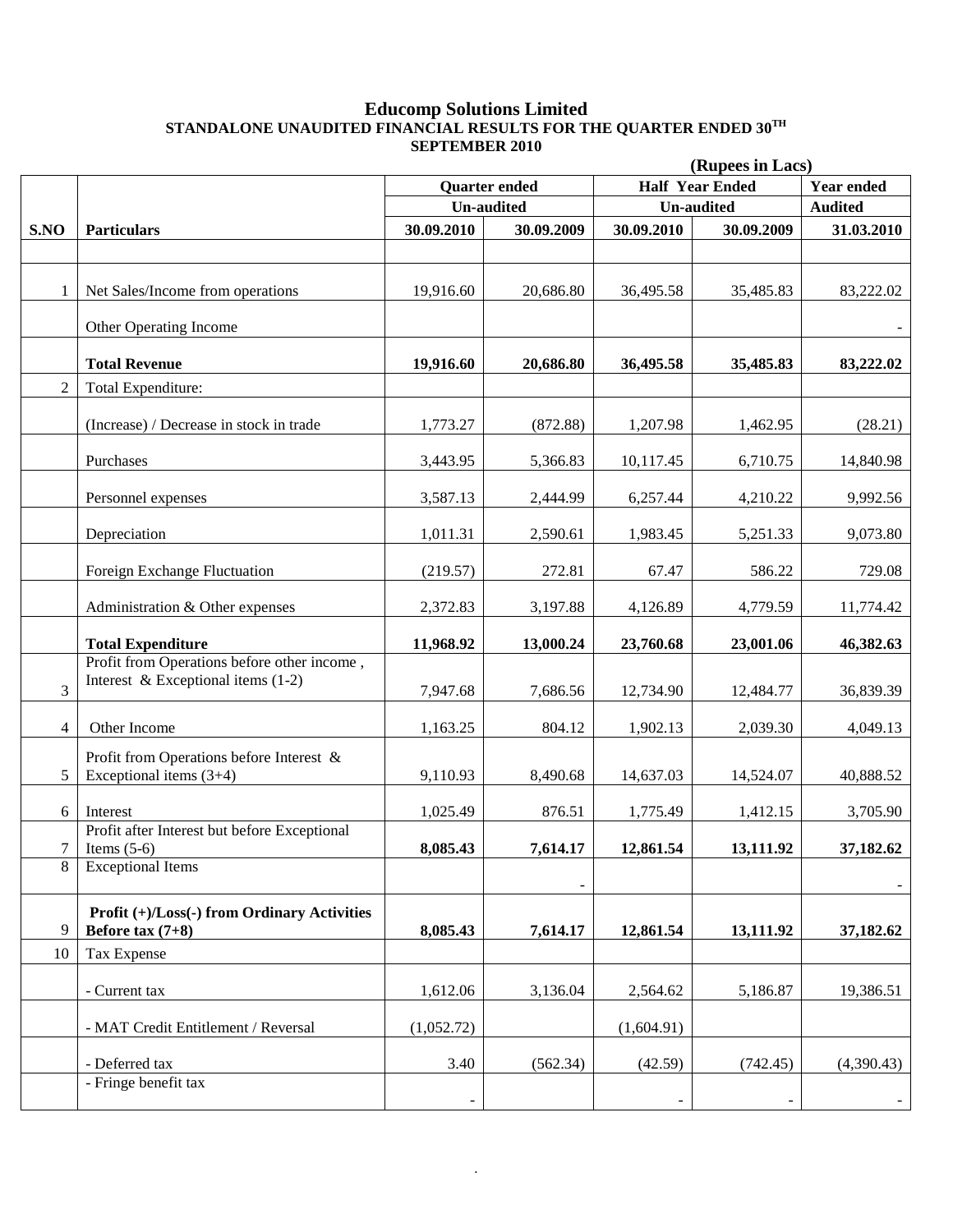# Educomp Solutions Limited

## STANDALONE UNAUDITED FINANCIAL RESULTS FOR THE QUARTER ENDED 30TH SEPTEMBER 2010

(Rupees in Lacs)

| S.NO | Particulars | Quarter ended | | Half Year Ended | | Year ended |
|---|---|---|---|---|---|---|
| | | Un-audited | | Un-audited | | Audited |
| | | 30.09.2010 | 30.09.2009 | 30.09.2010 | 30.09.2009 | 31.03.2010 |
| 1 | Net Sales/Income from operations | 19,916.60 | 20,686.80 | 36,495.58 | 35,485.83 | 83,222.02 |
| | Other Operating Income | | | | | - |
| | **Total Revenue** | **19,916.60** | **20,686.80** | **36,495.58** | **35,485.83** | **83,222.02** |
| 2 | Total Expenditure: | | | | | |
| | (Increase) / Decrease in stock in trade | 1,773.27 | (872.88) | 1,207.98 | 1,462.95 | (28.21) |
| | Purchases | 3,443.95 | 5,366.83 | 10,117.45 | 6,710.75 | 14,840.98 |
| | Personnel expenses | 3,587.13 | 2,444.99 | 6,257.44 | 4,210.22 | 9,992.56 |
| | Depreciation | 1,011.31 | 2,590.61 | 1,983.45 | 5,251.33 | 9,073.80 |
| | Foreign Exchange Fluctuation | (219.57) | 272.81 | 67.47 | 586.22 | 729.08 |
| | Administration & Other expenses | 2,372.83 | 3,197.88 | 4,126.89 | 4,779.59 | 11,774.42 |
| | **Total Expenditure** | **11,968.92** | **13,000.24** | **23,760.68** | **23,001.06** | **46,382.63** |
| 3 | Profit from Operations before other income , Interest & Exceptional items (1-2) | 7,947.68 | 7,686.56 | 12,734.90 | 12,484.77 | 36,839.39 |
| 4 | Other Income | 1,163.25 | 804.12 | 1,902.13 | 2,039.30 | 4,049.13 |
| 5 | Profit from Operations before Interest & Exceptional items (3+4) | 9,110.93 | 8,490.68 | 14,637.03 | 14,524.07 | 40,888.52 |
| 6 | Interest | 1,025.49 | 876.51 | 1,775.49 | 1,412.15 | 3,705.90 |
| 7 | Profit after Interest but before Exceptional Items (5-6) | **8,085.43** | **7,614.17** | **12,861.54** | **13,111.92** | **37,182.62** |
| 8 | Exceptional Items | | - | | | - |
| 9 | **Profit (+)/Loss(-) from Ordinary Activities Before tax (7+8)** | **8,085.43** | **7,614.17** | **12,861.54** | **13,111.92** | **37,182.62** |
| 10 | Tax Expense | | | | | |
| | - Current tax | 1,612.06 | 3,136.04 | 2,564.62 | 5,186.87 | 19,386.51 |
| | - MAT Credit Entitlement / Reversal | (1,052.72) | | (1,604.91) | | |
| | - Deferred tax | 3.40 | (562.34) | (42.59) | (742.45) | (4,390.43) |
| | - Fringe benefit tax | - | | - | - | - |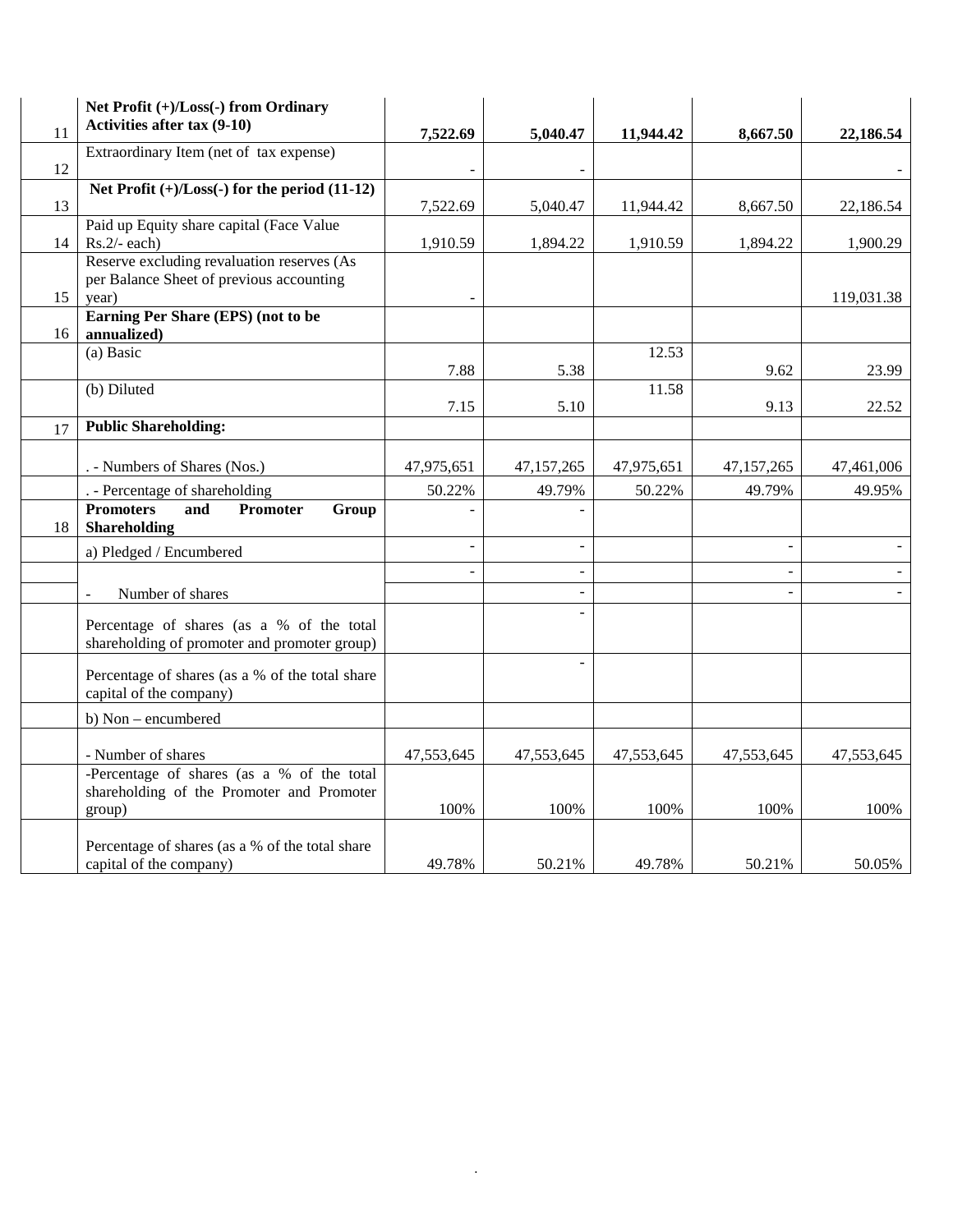| | | | | | | |
|---|---|---|---|---|---|---|
| 11 | **Net Profit (+)/Loss(-) from Ordinary Activities after tax (9-10)** | **7,522.69** | **5,040.47** | **11,944.42** | **8,667.50** | **22,186.54** |
| 12 | Extraordinary Item (net of tax expense) | - | - | | | - |
| 13 | **Net Profit (+)/Loss(-) for the period (11-12)** | 7,522.69 | 5,040.47 | 11,944.42 | 8,667.50 | 22,186.54 |
| 14 | Paid up Equity share capital (Face Value Rs.2/- each) | 1,910.59 | 1,894.22 | 1,910.59 | 1,894.22 | 1,900.29 |
| 15 | Reserve excluding revaluation reserves (As per Balance Sheet of previous accounting year) | - | | | | 119,031.38 |
| 16 | **Earning Per Share (EPS) (not to be annualized)** | | | | | |
| | (a) Basic | 7.88 | 5.38 | 12.53 | 9.62 | 23.99 |
| | (b) Diluted | 7.15 | 5.10 | 11.58 | 9.13 | 22.52 |
| 17 | **Public Shareholding:** | | | | | |
| | . - Numbers of Shares (Nos.) | 47,975,651 | 47,157,265 | 47,975,651 | 47,157,265 | 47,461,006 |
| | . - Percentage of shareholding | 50.22% | 49.79% | 50.22% | 49.79% | 49.95% |
| 18 | **Promoters and Promoter Group Shareholding** | - | - | | | |
| | a) Pledged / Encumbered | - | - | | - | - |
| | | - | - | | - | - |
| | - Number of shares | | - | | - | - |
| | Percentage of shares (as a % of the total shareholding of promoter and promoter group) | | - | | | |
| | Percentage of shares (as a % of the total share capital of the company) | | - | | | |
| | b) Non – encumbered | | | | | |
| | - Number of shares | 47,553,645 | 47,553,645 | 47,553,645 | 47,553,645 | 47,553,645 |
| | -Percentage of shares (as a % of the total shareholding of the Promoter and Promoter group) | 100% | 100% | 100% | 100% | 100% |
| | Percentage of shares (as a % of the total share capital of the company) | 49.78% | 50.21% | 49.78% | 50.21% | 50.05% |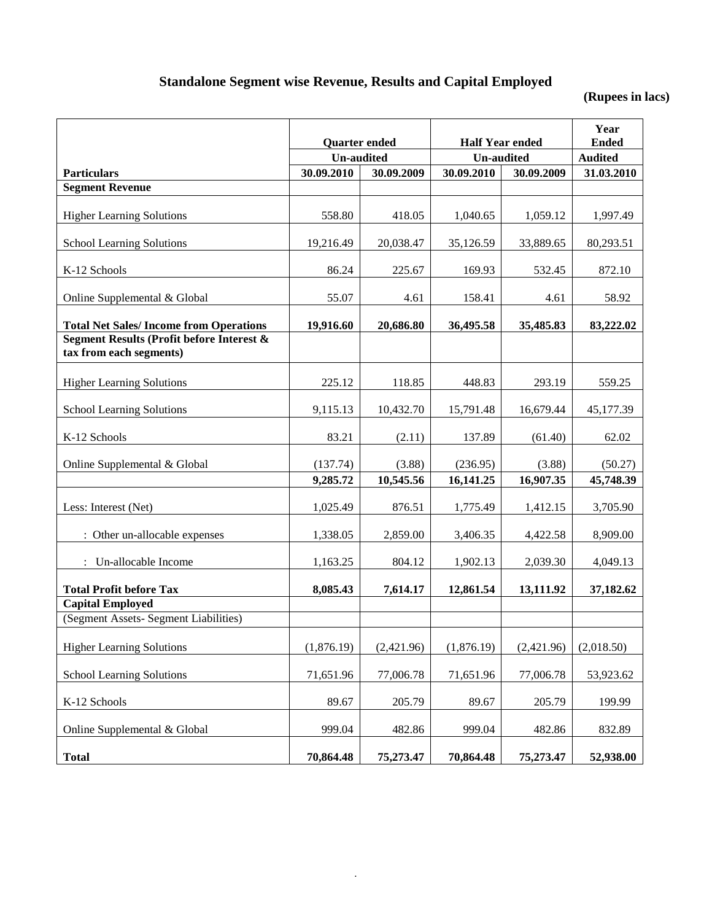## Standalone Segment wise Revenue, Results and Capital Employed

**(Rupees in lacs)**

| | Quarter ended | | Half Year ended | | Year Ended |
|---|---|---|---|---|---|
| | Un-audited | | Un-audited | | Audited |
| **Particulars** | **30.09.2010** | **30.09.2009** | **30.09.2010** | **30.09.2009** | **31.03.2010** |
| **Segment Revenue** | | | | | |
| Higher Learning Solutions | 558.80 | 418.05 | 1,040.65 | 1,059.12 | 1,997.49 |
| School Learning Solutions | 19,216.49 | 20,038.47 | 35,126.59 | 33,889.65 | 80,293.51 |
| K-12 Schools | 86.24 | 225.67 | 169.93 | 532.45 | 872.10 |
| Online Supplemental & Global | 55.07 | 4.61 | 158.41 | 4.61 | 58.92 |
| **Total Net Sales/ Income from Operations** | **19,916.60** | **20,686.80** | **36,495.58** | **35,485.83** | **83,222.02** |
| **Segment Results (Profit before Interest & tax from each segments)** | | | | | |
| Higher Learning Solutions | 225.12 | 118.85 | 448.83 | 293.19 | 559.25 |
| School Learning Solutions | 9,115.13 | 10,432.70 | 15,791.48 | 16,679.44 | 45,177.39 |
| K-12 Schools | 83.21 | (2.11) | 137.89 | (61.40) | 62.02 |
| Online Supplemental & Global | (137.74) | (3.88) | (236.95) | (3.88) | (50.27) |
| | **9,285.72** | **10,545.56** | **16,141.25** | **16,907.35** | **45,748.39** |
| Less: Interest (Net) | 1,025.49 | 876.51 | 1,775.49 | 1,412.15 | 3,705.90 |
| : Other un-allocable expenses | 1,338.05 | 2,859.00 | 3,406.35 | 4,422.58 | 8,909.00 |
| : Un-allocable Income | 1,163.25 | 804.12 | 1,902.13 | 2,039.30 | 4,049.13 |
| **Total Profit before Tax** | **8,085.43** | **7,614.17** | **12,861.54** | **13,111.92** | **37,182.62** |
| **Capital Employed** | | | | | |
| (Segment Assets- Segment Liabilities) | | | | | |
| Higher Learning Solutions | (1,876.19) | (2,421.96) | (1,876.19) | (2,421.96) | (2,018.50) |
| School Learning Solutions | 71,651.96 | 77,006.78 | 71,651.96 | 77,006.78 | 53,923.62 |
| K-12 Schools | 89.67 | 205.79 | 89.67 | 205.79 | 199.99 |
| Online Supplemental & Global | 999.04 | 482.86 | 999.04 | 482.86 | 832.89 |
| **Total** | **70,864.48** | **75,273.47** | **70,864.48** | **75,273.47** | **52,938.00** |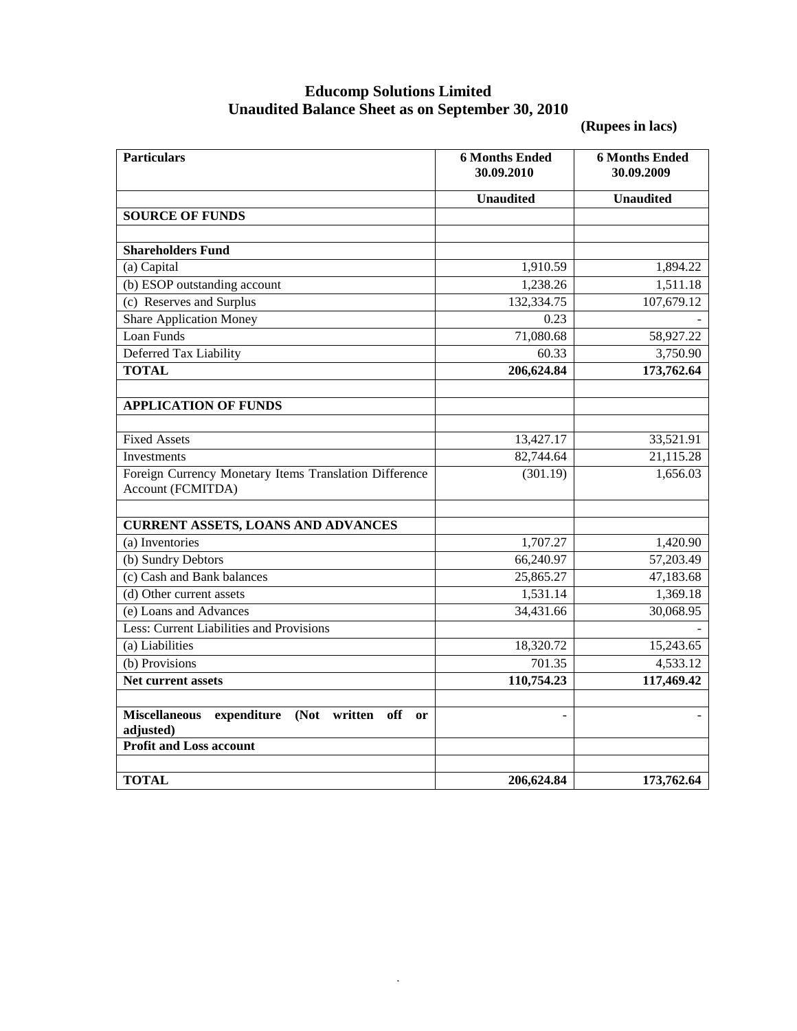# Educomp Solutions Limited
## Unaudited Balance Sheet as on September 30, 2010

**(Rupees in lacs)**

| Particulars | 6 Months Ended 30.09.2010 | 6 Months Ended 30.09.2009 |
|---|---|---|
| | **Unaudited** | **Unaudited** |
| **SOURCE OF FUNDS** | | |
| | | |
| **Shareholders Fund** | | |
| (a) Capital | 1,910.59 | 1,894.22 |
| (b) ESOP outstanding account | 1,238.26 | 1,511.18 |
| (c) Reserves and Surplus | 132,334.75 | 107,679.12 |
| Share Application Money | 0.23 | - |
| Loan Funds | 71,080.68 | 58,927.22 |
| Deferred Tax Liability | 60.33 | 3,750.90 |
| **TOTAL** | **206,624.84** | **173,762.64** |
| | | |
| **APPLICATION OF FUNDS** | | |
| | | |
| Fixed Assets | 13,427.17 | 33,521.91 |
| Investments | 82,744.64 | 21,115.28 |
| Foreign Currency Monetary Items Translation Difference Account (FCMITDA) | (301.19) | 1,656.03 |
| | | |
| **CURRENT ASSETS, LOANS AND ADVANCES** | | |
| (a) Inventories | 1,707.27 | 1,420.90 |
| (b) Sundry Debtors | 66,240.97 | 57,203.49 |
| (c) Cash and Bank balances | 25,865.27 | 47,183.68 |
| (d) Other current assets | 1,531.14 | 1,369.18 |
| (e) Loans and Advances | 34,431.66 | 30,068.95 |
| Less: Current Liabilities and Provisions | | - |
| (a) Liabilities | 18,320.72 | 15,243.65 |
| (b) Provisions | 701.35 | 4,533.12 |
| **Net current assets** | **110,754.23** | **117,469.42** |
| | | |
| **Miscellaneous expenditure (Not written off or adjusted)** | - | - |
| **Profit and Loss account** | | |
| | | |
| **TOTAL** | **206,624.84** | **173,762.64** |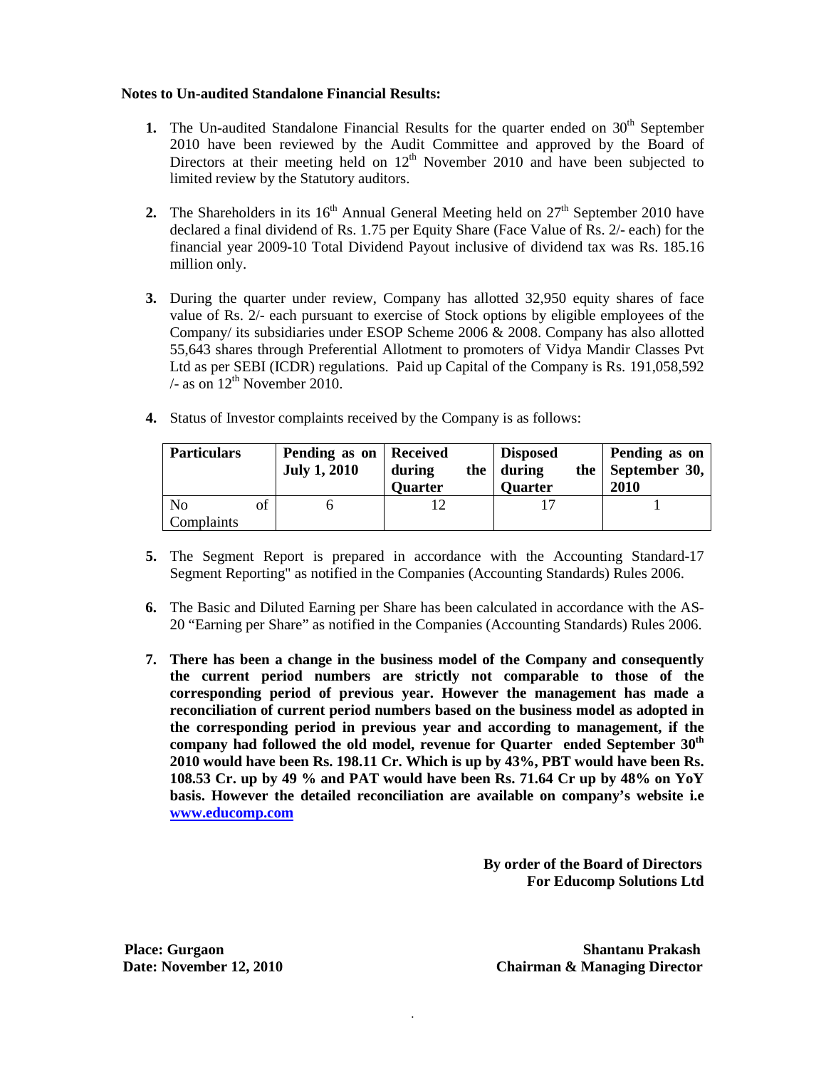**Notes to Un-audited Standalone Financial Results:**

1. The Un-audited Standalone Financial Results for the quarter ended on 30th September 2010 have been reviewed by the Audit Committee and approved by the Board of Directors at their meeting held on 12th November 2010 and have been subjected to limited review by the Statutory auditors.

2. The Shareholders in its 16th Annual General Meeting held on 27th September 2010 have declared a final dividend of Rs. 1.75 per Equity Share (Face Value of Rs. 2/- each) for the financial year 2009-10 Total Dividend Payout inclusive of dividend tax was Rs. 185.16 million only.

3. During the quarter under review, Company has allotted 32,950 equity shares of face value of Rs. 2/- each pursuant to exercise of Stock options by eligible employees of the Company/ its subsidiaries under ESOP Scheme 2006 & 2008. Company has also allotted 55,643 shares through Preferential Allotment to promoters of Vidya Mandir Classes Pvt Ltd as per SEBI (ICDR) regulations. Paid up Capital of the Company is Rs. 191,058,592 /- as on 12th November 2010.

4. Status of Investor complaints received by the Company is as follows:

| Particulars | Pending as on July 1, 2010 | Received during the Quarter | Disposed during the Quarter | Pending as on September 30, 2010 |
|---|---|---|---|---|
| No of Complaints | 6 | 12 | 17 | 1 |

5. The Segment Report is prepared in accordance with the Accounting Standard-17 Segment Reporting" as notified in the Companies (Accounting Standards) Rules 2006.

6. The Basic and Diluted Earning per Share has been calculated in accordance with the AS-20 "Earning per Share" as notified in the Companies (Accounting Standards) Rules 2006.

7. **There has been a change in the business model of the Company and consequently the current period numbers are strictly not comparable to those of the corresponding period of previous year. However the management has made a reconciliation of current period numbers based on the business model as adopted in the corresponding period in previous year and according to management, if the company had followed the old model, revenue for Quarter ended September 30th 2010 would have been Rs. 198.11 Cr. Which is up by 43%, PBT would have been Rs. 108.53 Cr. up by 49 % and PAT would have been Rs. 71.64 Cr up by 48% on YoY basis. However the detailed reconciliation are available on company's website i.e [www.educomp.com](http://www.educomp.com)**

**By order of the Board of Directors**
**For Educomp Solutions Ltd**

**Place: Gurgaon**
**Date: November 12, 2010**

**Shantanu Prakash**
**Chairman & Managing Director**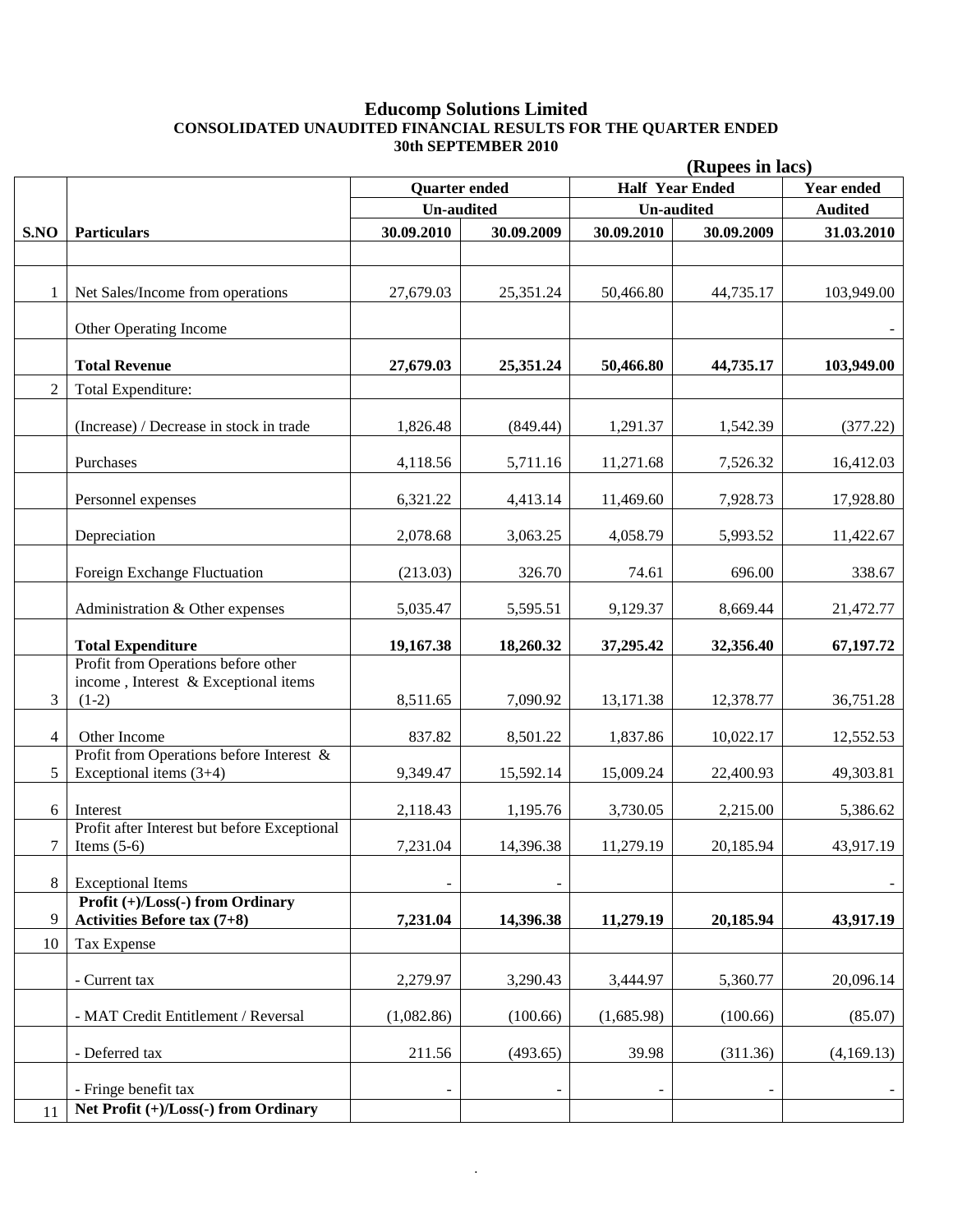# Educomp Solutions Limited

## CONSOLIDATED UNAUDITED FINANCIAL RESULTS FOR THE QUARTER ENDED 30th SEPTEMBER 2010

**(Rupees in lacs)**

| | | Quarter ended | | Half Year Ended | | Year ended |
|---|---|---|---|---|---|---|
| | | Un-audited | | Un-audited | | Audited |
| **S.NO** | **Particulars** | **30.09.2010** | **30.09.2009** | **30.09.2010** | **30.09.2009** | **31.03.2010** |
| | | | | | | |
| 1 | Net Sales/Income from operations | 27,679.03 | 25,351.24 | 50,466.80 | 44,735.17 | 103,949.00 |
| | Other Operating Income | | | | | - |
| | **Total Revenue** | **27,679.03** | **25,351.24** | **50,466.80** | **44,735.17** | **103,949.00** |
| 2 | Total Expenditure: | | | | | |
| | (Increase) / Decrease in stock in trade | 1,826.48 | (849.44) | 1,291.37 | 1,542.39 | (377.22) |
| | Purchases | 4,118.56 | 5,711.16 | 11,271.68 | 7,526.32 | 16,412.03 |
| | Personnel expenses | 6,321.22 | 4,413.14 | 11,469.60 | 7,928.73 | 17,928.80 |
| | Depreciation | 2,078.68 | 3,063.25 | 4,058.79 | 5,993.52 | 11,422.67 |
| | Foreign Exchange Fluctuation | (213.03) | 326.70 | 74.61 | 696.00 | 338.67 |
| | Administration & Other expenses | 5,035.47 | 5,595.51 | 9,129.37 | 8,669.44 | 21,472.77 |
| | **Total Expenditure** | **19,167.38** | **18,260.32** | **37,295.42** | **32,356.40** | **67,197.72** |
| 3 | Profit from Operations before other income , Interest & Exceptional items (1-2) | 8,511.65 | 7,090.92 | 13,171.38 | 12,378.77 | 36,751.28 |
| 4 | Other Income | 837.82 | 8,501.22 | 1,837.86 | 10,022.17 | 12,552.53 |
| 5 | Profit from Operations before Interest & Exceptional items (3+4) | 9,349.47 | 15,592.14 | 15,009.24 | 22,400.93 | 49,303.81 |
| 6 | Interest | 2,118.43 | 1,195.76 | 3,730.05 | 2,215.00 | 5,386.62 |
| 7 | Profit after Interest but before Exceptional Items (5-6) | 7,231.04 | 14,396.38 | 11,279.19 | 20,185.94 | 43,917.19 |
| 8 | Exceptional Items | - | - | | | - |
| 9 | **Profit (+)/Loss(-) from Ordinary Activities Before tax (7+8)** | **7,231.04** | **14,396.38** | **11,279.19** | **20,185.94** | **43,917.19** |
| 10 | Tax Expense | | | | | |
| | - Current tax | 2,279.97 | 3,290.43 | 3,444.97 | 5,360.77 | 20,096.14 |
| | - MAT Credit Entitlement / Reversal | (1,082.86) | (100.66) | (1,685.98) | (100.66) | (85.07) |
| | - Deferred tax | 211.56 | (493.65) | 39.98 | (311.36) | (4,169.13) |
| | - Fringe benefit tax | - | - | - | - | - |
| 11 | **Net Profit (+)/Loss(-) from Ordinary** | | | | | |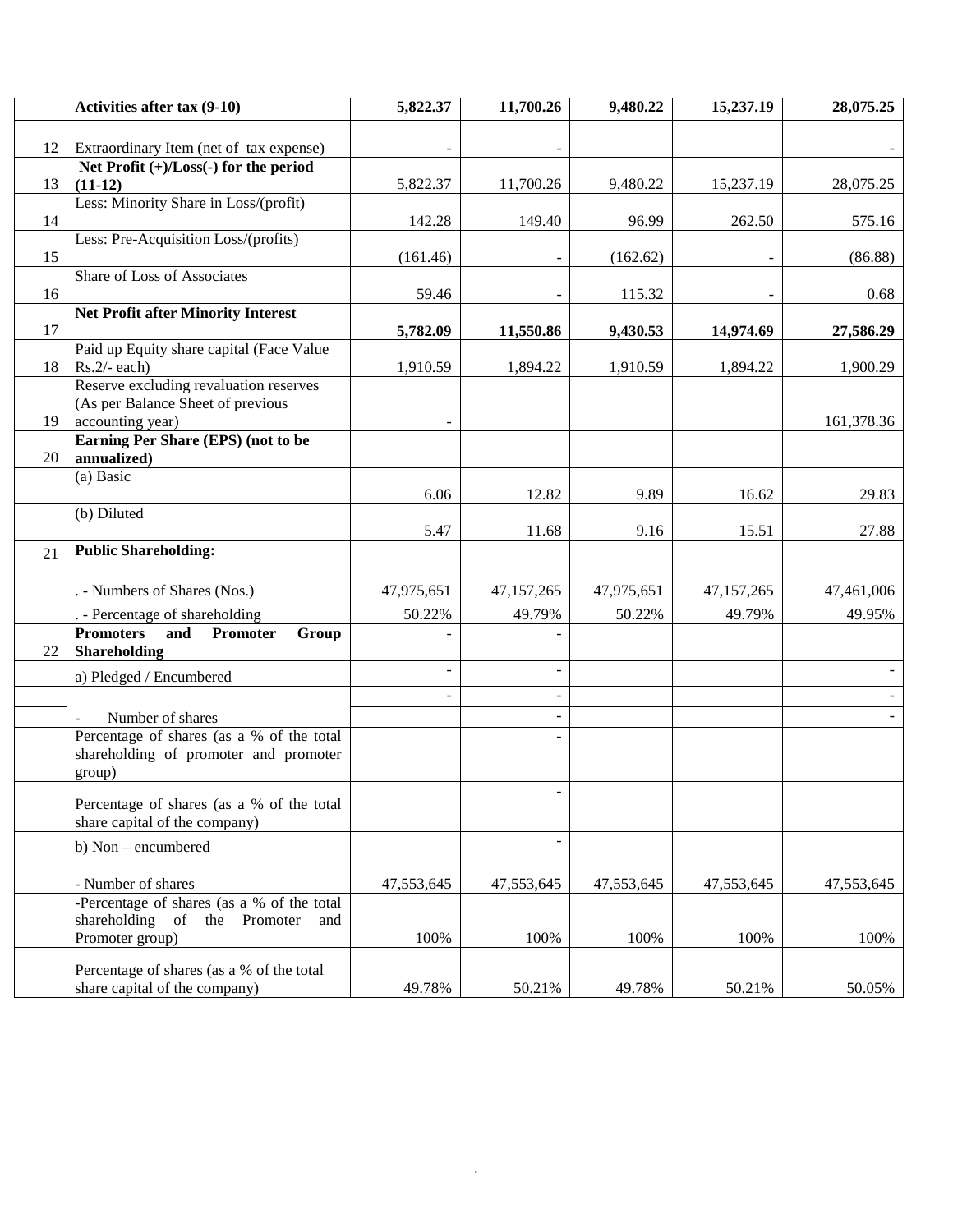| | Activities after tax (9-10) | 5,822.37 | 11,700.26 | 9,480.22 | 15,237.19 | 28,075.25 |
|---|---|---|---|---|---|---|
| 12 | Extraordinary Item (net of tax expense) | - | - | | | - |
| 13 | **Net Profit (+)/Loss(-) for the period (11-12)** | 5,822.37 | 11,700.26 | 9,480.22 | 15,237.19 | 28,075.25 |
| 14 | Less: Minority Share in Loss/(profit) | 142.28 | 149.40 | 96.99 | 262.50 | 575.16 |
| 15 | Less: Pre-Acquisition Loss/(profits) | (161.46) | - | (162.62) | - | (86.88) |
| 16 | Share of Loss of Associates | 59.46 | - | 115.32 | - | 0.68 |
| 17 | **Net Profit after Minority Interest** | **5,782.09** | **11,550.86** | **9,430.53** | **14,974.69** | **27,586.29** |
| 18 | Paid up Equity share capital (Face Value Rs.2/- each) | 1,910.59 | 1,894.22 | 1,910.59 | 1,894.22 | 1,900.29 |
| 19 | Reserve excluding revaluation reserves (As per Balance Sheet of previous accounting year) | - | | | | 161,378.36 |
| 20 | **Earning Per Share (EPS) (not to be annualized)** | | | | | |
| | (a) Basic | 6.06 | 12.82 | 9.89 | 16.62 | 29.83 |
| | (b) Diluted | 5.47 | 11.68 | 9.16 | 15.51 | 27.88 |
| 21 | **Public Shareholding:** | | | | | |
| | . - Numbers of Shares (Nos.) | 47,975,651 | 47,157,265 | 47,975,651 | 47,157,265 | 47,461,006 |
| | . - Percentage of shareholding | 50.22% | 49.79% | 50.22% | 49.79% | 49.95% |
| 22 | **Promoters and Promoter Group Shareholding** | - | - | | | |
| | a) Pledged / Encumbered | - | - | | | - |
| | | - | - | | | - |
| | - Number of shares | | - | | | - |
| | Percentage of shares (as a % of the total shareholding of promoter and promoter group) | | - | | | |
| | Percentage of shares (as a % of the total share capital of the company) | | - | | | |
| | b) Non – encumbered | | - | | | |
| | - Number of shares | 47,553,645 | 47,553,645 | 47,553,645 | 47,553,645 | 47,553,645 |
| | -Percentage of shares (as a % of the total shareholding of the Promoter and Promoter group) | 100% | 100% | 100% | 100% | 100% |
| | Percentage of shares (as a % of the total share capital of the company) | 49.78% | 50.21% | 49.78% | 50.21% | 50.05% |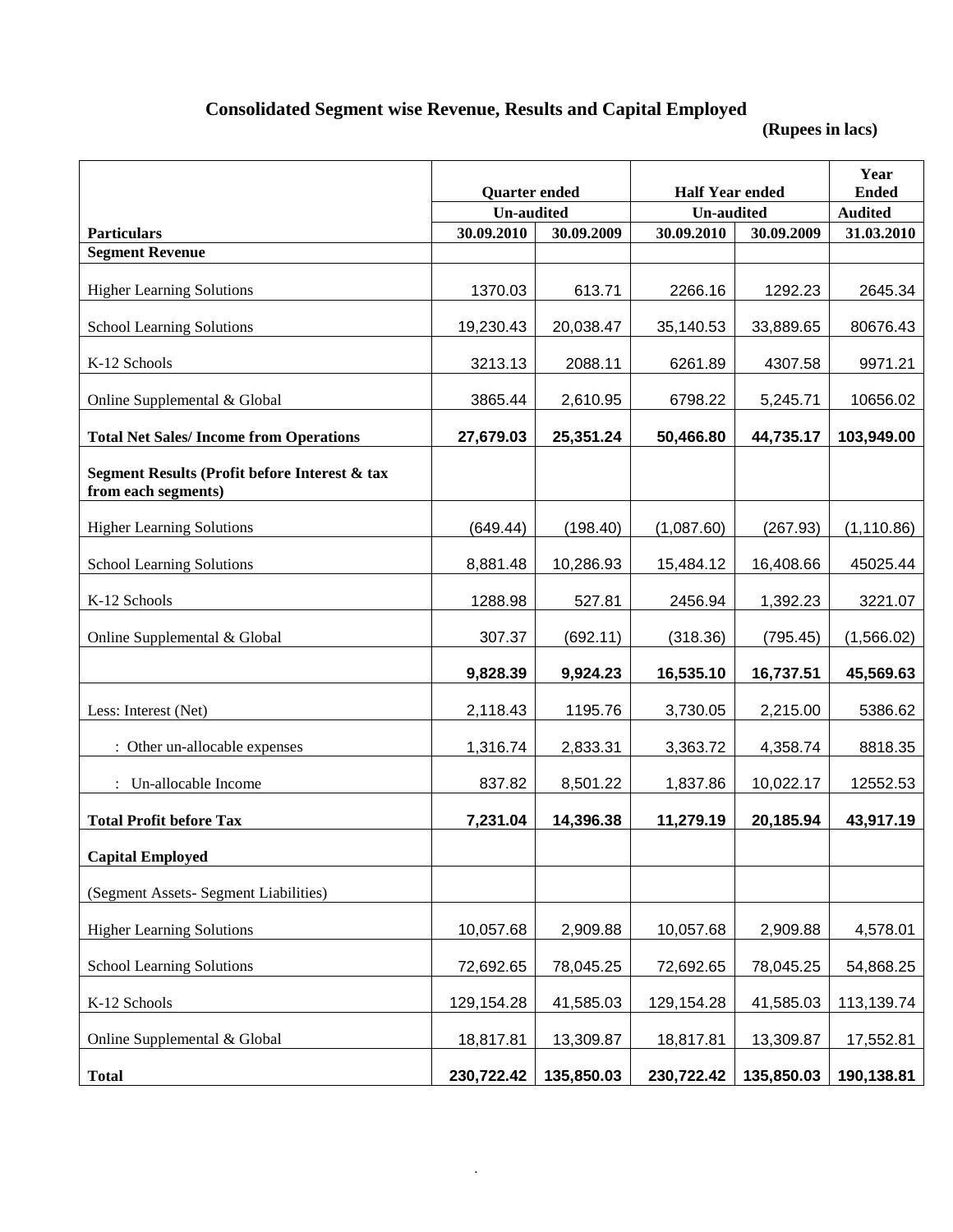## Consolidated Segment wise Revenue, Results and Capital Employed

**(Rupees in lacs)**

| Particulars | Quarter ended | | Half Year ended | | Year Ended |
|---|---|---|---|---|---|
| | Un-audited | | Un-audited | | Audited |
| | 30.09.2010 | 30.09.2009 | 30.09.2010 | 30.09.2009 | 31.03.2010 |
| **Segment Revenue** | | | | | |
| Higher Learning Solutions | 1370.03 | 613.71 | 2266.16 | 1292.23 | 2645.34 |
| School Learning Solutions | 19,230.43 | 20,038.47 | 35,140.53 | 33,889.65 | 80676.43 |
| K-12 Schools | 3213.13 | 2088.11 | 6261.89 | 4307.58 | 9971.21 |
| Online Supplemental & Global | 3865.44 | 2,610.95 | 6798.22 | 5,245.71 | 10656.02 |
| **Total Net Sales/ Income from Operations** | **27,679.03** | **25,351.24** | **50,466.80** | **44,735.17** | **103,949.00** |
| **Segment Results (Profit before Interest & tax from each segments)** | | | | | |
| Higher Learning Solutions | (649.44) | (198.40) | (1,087.60) | (267.93) | (1,110.86) |
| School Learning Solutions | 8,881.48 | 10,286.93 | 15,484.12 | 16,408.66 | 45025.44 |
| K-12 Schools | 1288.98 | 527.81 | 2456.94 | 1,392.23 | 3221.07 |
| Online Supplemental & Global | 307.37 | (692.11) | (318.36) | (795.45) | (1,566.02) |
| | **9,828.39** | **9,924.23** | **16,535.10** | **16,737.51** | **45,569.63** |
| Less: Interest (Net) | 2,118.43 | 1195.76 | 3,730.05 | 2,215.00 | 5386.62 |
| : Other un-allocable expenses | 1,316.74 | 2,833.31 | 3,363.72 | 4,358.74 | 8818.35 |
| : Un-allocable Income | 837.82 | 8,501.22 | 1,837.86 | 10,022.17 | 12552.53 |
| **Total Profit before Tax** | **7,231.04** | **14,396.38** | **11,279.19** | **20,185.94** | **43,917.19** |
| **Capital Employed** | | | | | |
| (Segment Assets- Segment Liabilities) | | | | | |
| Higher Learning Solutions | 10,057.68 | 2,909.88 | 10,057.68 | 2,909.88 | 4,578.01 |
| School Learning Solutions | 72,692.65 | 78,045.25 | 72,692.65 | 78,045.25 | 54,868.25 |
| K-12 Schools | 129,154.28 | 41,585.03 | 129,154.28 | 41,585.03 | 113,139.74 |
| Online Supplemental & Global | 18,817.81 | 13,309.87 | 18,817.81 | 13,309.87 | 17,552.81 |
| **Total** | **230,722.42** | **135,850.03** | **230,722.42** | **135,850.03** | **190,138.81** |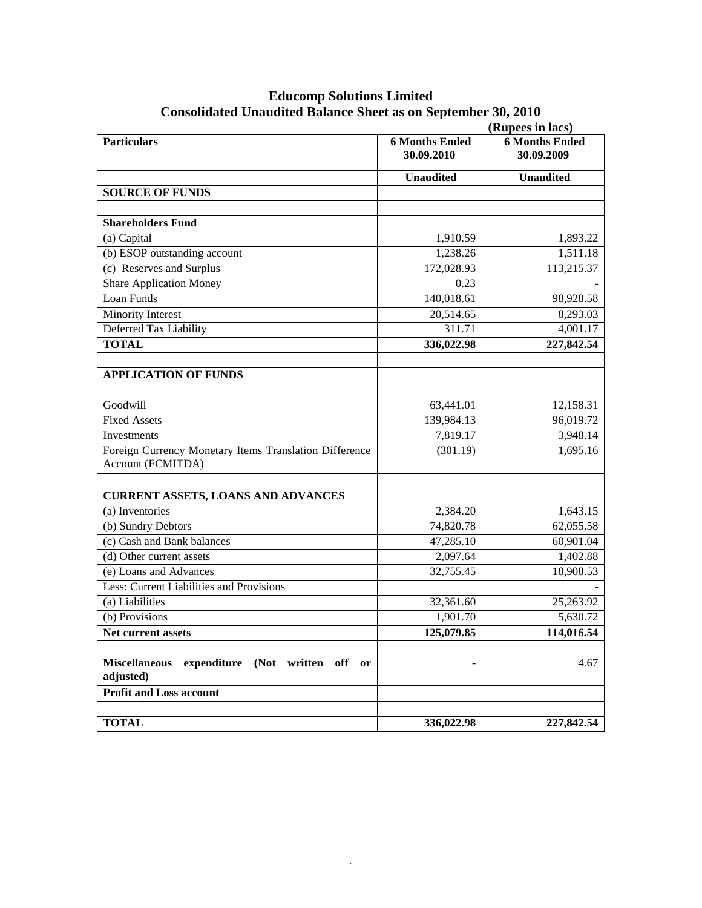# Educomp Solutions Limited

## Consolidated Unaudited Balance Sheet as on September 30, 2010

**(Rupees in lacs)**

| Particulars | 6 Months Ended 30.09.2010 | 6 Months Ended 30.09.2009 |
|---|---|---|
| | **Unaudited** | **Unaudited** |
| **SOURCE OF FUNDS** | | |
| | | |
| **Shareholders Fund** | | |
| (a) Capital | 1,910.59 | 1,893.22 |
| (b) ESOP outstanding account | 1,238.26 | 1,511.18 |
| (c) Reserves and Surplus | 172,028.93 | 113,215.37 |
| Share Application Money | 0.23 | - |
| Loan Funds | 140,018.61 | 98,928.58 |
| Minority Interest | 20,514.65 | 8,293.03 |
| Deferred Tax Liability | 311.71 | 4,001.17 |
| **TOTAL** | **336,022.98** | **227,842.54** |
| | | |
| **APPLICATION OF FUNDS** | | |
| | | |
| Goodwill | 63,441.01 | 12,158.31 |
| Fixed Assets | 139,984.13 | 96,019.72 |
| Investments | 7,819.17 | 3,948.14 |
| Foreign Currency Monetary Items Translation Difference Account (FCMITDA) | (301.19) | 1,695.16 |
| | | |
| **CURRENT ASSETS, LOANS AND ADVANCES** | | |
| (a) Inventories | 2,384.20 | 1,643.15 |
| (b) Sundry Debtors | 74,820.78 | 62,055.58 |
| (c) Cash and Bank balances | 47,285.10 | 60,901.04 |
| (d) Other current assets | 2,097.64 | 1,402.88 |
| (e) Loans and Advances | 32,755.45 | 18,908.53 |
| Less: Current Liabilities and Provisions | | - |
| (a) Liabilities | 32,361.60 | 25,263.92 |
| (b) Provisions | 1,901.70 | 5,630.72 |
| **Net current assets** | **125,079.85** | **114,016.54** |
| | | |
| **Miscellaneous expenditure (Not written off or adjusted)** | - | 4.67 |
| **Profit and Loss account** | | |
| | | |
| **TOTAL** | **336,022.98** | **227,842.54** |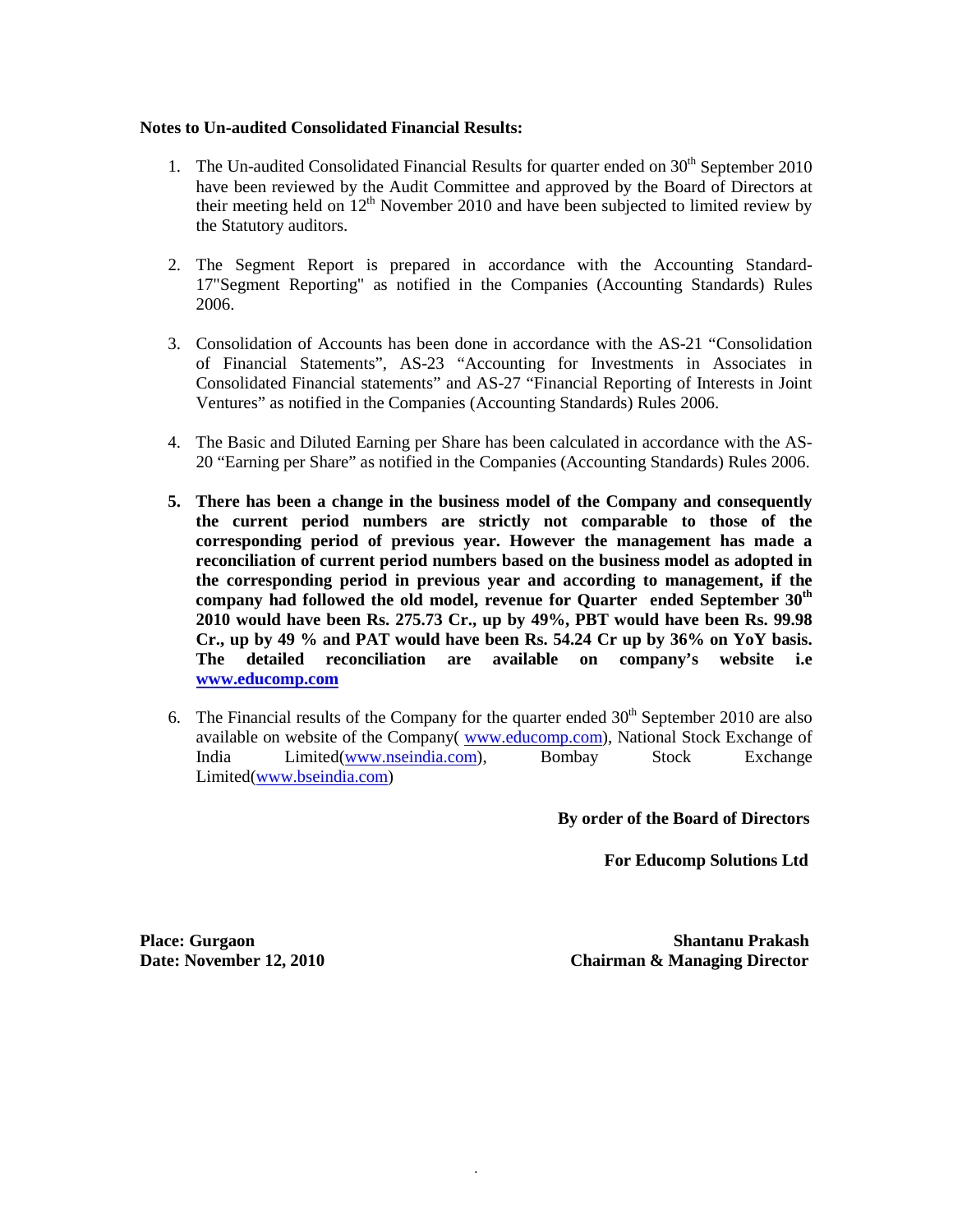**Notes to Un-audited Consolidated Financial Results:**

1. The Un-audited Consolidated Financial Results for quarter ended on 30th September 2010 have been reviewed by the Audit Committee and approved by the Board of Directors at their meeting held on 12th November 2010 and have been subjected to limited review by the Statutory auditors.

2. The Segment Report is prepared in accordance with the Accounting Standard-17"Segment Reporting" as notified in the Companies (Accounting Standards) Rules 2006.

3. Consolidation of Accounts has been done in accordance with the AS-21 "Consolidation of Financial Statements", AS-23 "Accounting for Investments in Associates in Consolidated Financial statements" and AS-27 "Financial Reporting of Interests in Joint Ventures" as notified in the Companies (Accounting Standards) Rules 2006.

4. The Basic and Diluted Earning per Share has been calculated in accordance with the AS-20 "Earning per Share" as notified in the Companies (Accounting Standards) Rules 2006.

5. **There has been a change in the business model of the Company and consequently the current period numbers are strictly not comparable to those of the corresponding period of previous year. However the management has made a reconciliation of current period numbers based on the business model as adopted in the corresponding period in previous year and according to management, if the company had followed the old model, revenue for Quarter ended September 30th 2010 would have been Rs. 275.73 Cr., up by 49%, PBT would have been Rs. 99.98 Cr., up by 49 % and PAT would have been Rs. 54.24 Cr up by 36% on YoY basis. The detailed reconciliation are available on company's website i.e www.educomp.com**

6. The Financial results of the Company for the quarter ended 30th September 2010 are also available on website of the Company( www.educomp.com), National Stock Exchange of India Limited(www.nseindia.com), Bombay Stock Exchange Limited(www.bseindia.com)

**By order of the Board of Directors**

**For Educomp Solutions Ltd**

**Place: Gurgaon**
**Date: November 12, 2010**

**Shantanu Prakash**
**Chairman & Managing Director**